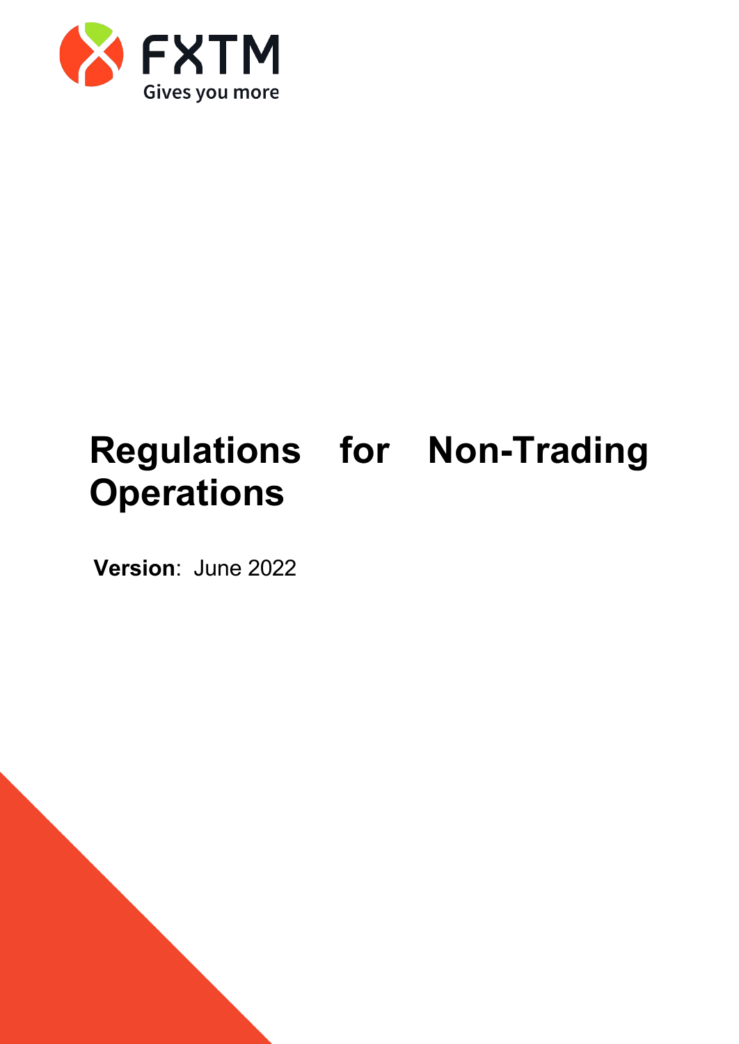FXTM

Gives you more

# Regulations for Non-Trading Operations

**Version**: June 2022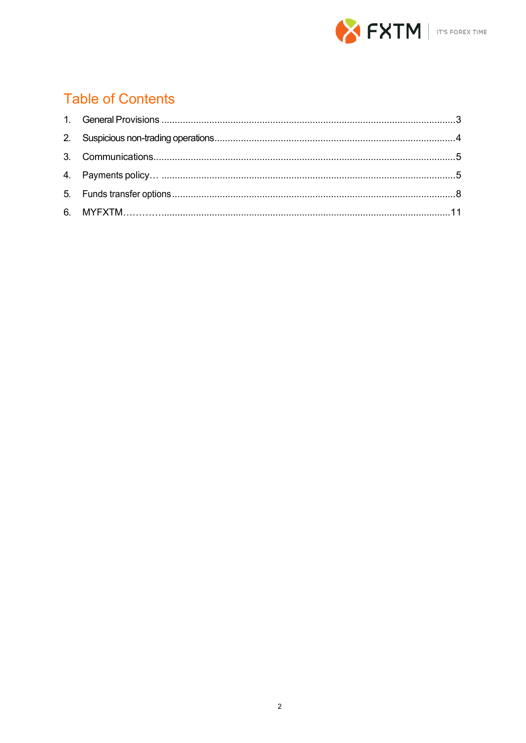# Table of Contents

1. General Provisions .......................................................................................................3
2. Suspicious non-trading operations...................................................................................4
3. Communications..........................................................................................................5
4. Payments policy… .......................................................................................................5
5. Funds transfer options...................................................................................................8
6. MYFXTM…………...........................................................................................................11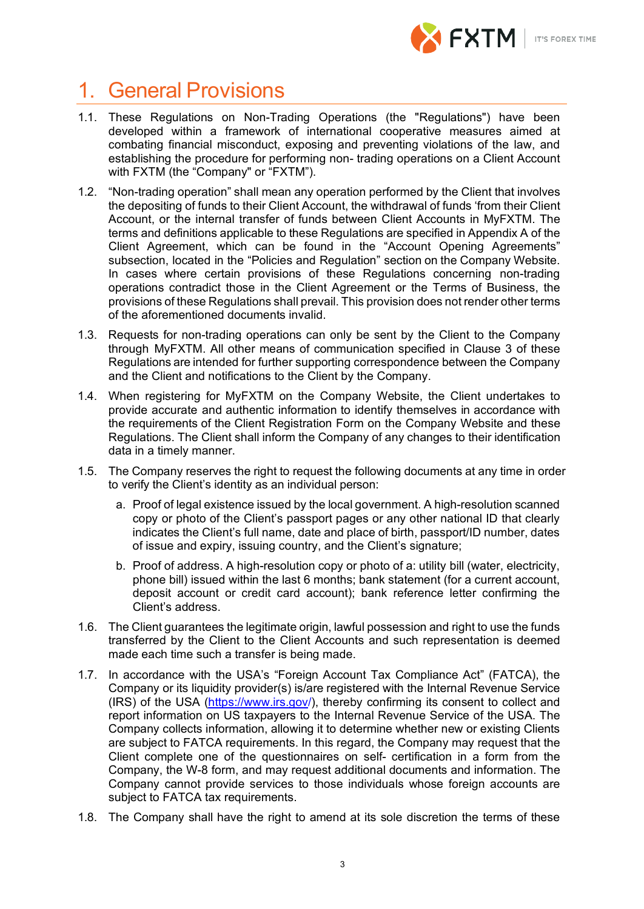# 1. General Provisions

1.1. These Regulations on Non-Trading Operations (the "Regulations") have been developed within a framework of international cooperative measures aimed at combating financial misconduct, exposing and preventing violations of the law, and establishing the procedure for performing non- trading operations on a Client Account with FXTM (the "Company" or "FXTM").

1.2. "Non-trading operation" shall mean any operation performed by the Client that involves the depositing of funds to their Client Account, the withdrawal of funds 'from their Client Account, or the internal transfer of funds between Client Accounts in MyFXTM. The terms and definitions applicable to these Regulations are specified in Appendix A of the Client Agreement, which can be found in the "Account Opening Agreements" subsection, located in the "Policies and Regulation" section on the Company Website. In cases where certain provisions of these Regulations concerning non-trading operations contradict those in the Client Agreement or the Terms of Business, the provisions of these Regulations shall prevail. This provision does not render other terms of the aforementioned documents invalid.

1.3. Requests for non-trading operations can only be sent by the Client to the Company through MyFXTM. All other means of communication specified in Clause 3 of these Regulations are intended for further supporting correspondence between the Company and the Client and notifications to the Client by the Company.

1.4. When registering for MyFXTM on the Company Website, the Client undertakes to provide accurate and authentic information to identify themselves in accordance with the requirements of the Client Registration Form on the Company Website and these Regulations. The Client shall inform the Company of any changes to their identification data in a timely manner.

1.5. The Company reserves the right to request the following documents at any time in order to verify the Client's identity as an individual person:

   a. Proof of legal existence issued by the local government. A high-resolution scanned copy or photo of the Client's passport pages or any other national ID that clearly indicates the Client's full name, date and place of birth, passport/ID number, dates of issue and expiry, issuing country, and the Client's signature;

   b. Proof of address. A high-resolution copy or photo of a: utility bill (water, electricity, phone bill) issued within the last 6 months; bank statement (for a current account, deposit account or credit card account); bank reference letter confirming the Client's address.

1.6. The Client guarantees the legitimate origin, lawful possession and right to use the funds transferred by the Client to the Client Accounts and such representation is deemed made each time such a transfer is being made.

1.7. In accordance with the USA's "Foreign Account Tax Compliance Act" (FATCA), the Company or its liquidity provider(s) is/are registered with the Internal Revenue Service (IRS) of the USA (https://www.irs.gov/), thereby confirming its consent to collect and report information on US taxpayers to the Internal Revenue Service of the USA. The Company collects information, allowing it to determine whether new or existing Clients are subject to FATCA requirements. In this regard, the Company may request that the Client complete one of the questionnaires on self- certification in a form from the Company, the W-8 form, and may request additional documents and information. The Company cannot provide services to those individuals whose foreign accounts are subject to FATCA tax requirements.

1.8. The Company shall have the right to amend at its sole discretion the terms of these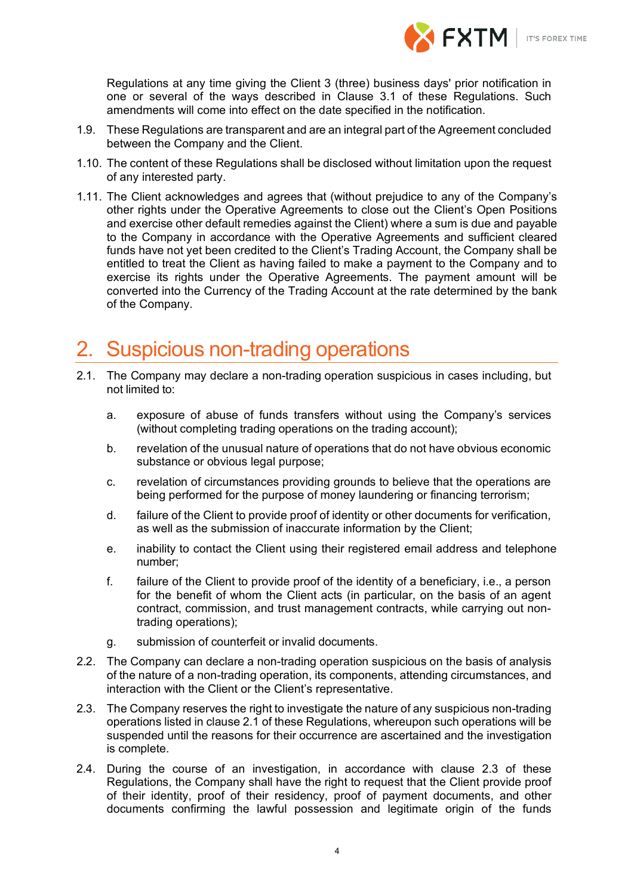Regulations at any time giving the Client 3 (three) business days' prior notification in one or several of the ways described in Clause 3.1 of these Regulations. Such amendments will come into effect on the date specified in the notification.

1.9. These Regulations are transparent and are an integral part of the Agreement concluded between the Company and the Client.

1.10. The content of these Regulations shall be disclosed without limitation upon the request of any interested party.

1.11. The Client acknowledges and agrees that (without prejudice to any of the Company's other rights under the Operative Agreements to close out the Client's Open Positions and exercise other default remedies against the Client) where a sum is due and payable to the Company in accordance with the Operative Agreements and sufficient cleared funds have not yet been credited to the Client's Trading Account, the Company shall be entitled to treat the Client as having failed to make a payment to the Company and to exercise its rights under the Operative Agreements. The payment amount will be converted into the Currency of the Trading Account at the rate determined by the bank of the Company.

# 2. Suspicious non-trading operations

2.1. The Company may declare a non-trading operation suspicious in cases including, but not limited to:

a. exposure of abuse of funds transfers without using the Company's services (without completing trading operations on the trading account);

b. revelation of the unusual nature of operations that do not have obvious economic substance or obvious legal purpose;

c. revelation of circumstances providing grounds to believe that the operations are being performed for the purpose of money laundering or financing terrorism;

d. failure of the Client to provide proof of identity or other documents for verification, as well as the submission of inaccurate information by the Client;

e. inability to contact the Client using their registered email address and telephone number;

f. failure of the Client to provide proof of the identity of a beneficiary, i.e., a person for the benefit of whom the Client acts (in particular, on the basis of an agent contract, commission, and trust management contracts, while carrying out non-trading operations);

g. submission of counterfeit or invalid documents.

2.2. The Company can declare a non-trading operation suspicious on the basis of analysis of the nature of a non-trading operation, its components, attending circumstances, and interaction with the Client or the Client's representative.

2.3. The Company reserves the right to investigate the nature of any suspicious non-trading operations listed in clause 2.1 of these Regulations, whereupon such operations will be suspended until the reasons for their occurrence are ascertained and the investigation is complete.

2.4. During the course of an investigation, in accordance with clause 2.3 of these Regulations, the Company shall have the right to request that the Client provide proof of their identity, proof of their residency, proof of payment documents, and other documents confirming the lawful possession and legitimate origin of the funds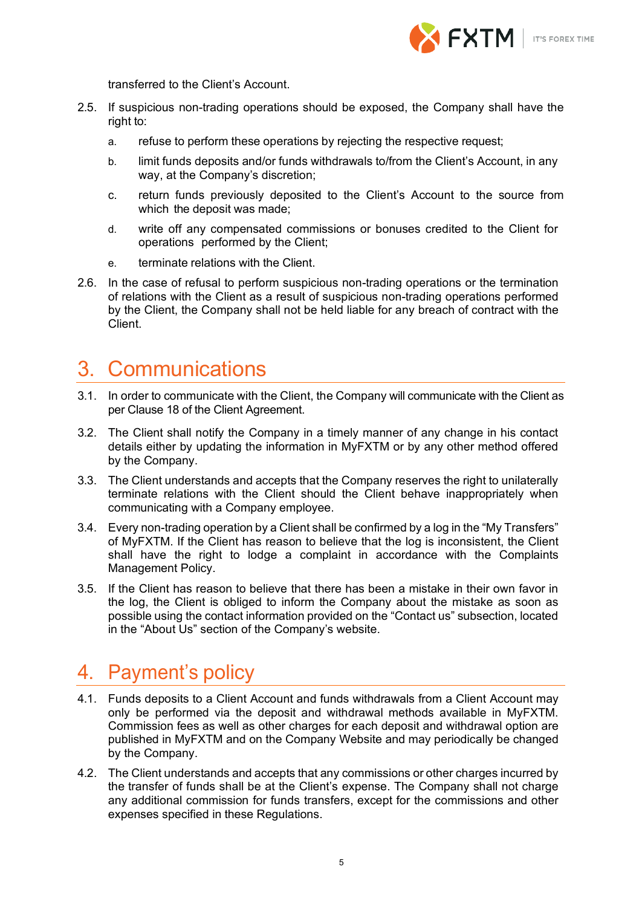transferred to the Client's Account.

2.5. If suspicious non-trading operations should be exposed, the Company shall have the right to:

a. refuse to perform these operations by rejecting the respective request;

b. limit funds deposits and/or funds withdrawals to/from the Client's Account, in any way, at the Company's discretion;

c. return funds previously deposited to the Client's Account to the source from which the deposit was made;

d. write off any compensated commissions or bonuses credited to the Client for operations performed by the Client;

e. terminate relations with the Client.

2.6. In the case of refusal to perform suspicious non-trading operations or the termination of relations with the Client as a result of suspicious non-trading operations performed by the Client, the Company shall not be held liable for any breach of contract with the Client.

## 3. Communications

3.1. In order to communicate with the Client, the Company will communicate with the Client as per Clause 18 of the Client Agreement.

3.2. The Client shall notify the Company in a timely manner of any change in his contact details either by updating the information in MyFXTM or by any other method offered by the Company.

3.3. The Client understands and accepts that the Company reserves the right to unilaterally terminate relations with the Client should the Client behave inappropriately when communicating with a Company employee.

3.4. Every non-trading operation by a Client shall be confirmed by a log in the "My Transfers" of MyFXTM. If the Client has reason to believe that the log is inconsistent, the Client shall have the right to lodge a complaint in accordance with the Complaints Management Policy.

3.5. If the Client has reason to believe that there has been a mistake in their own favor in the log, the Client is obliged to inform the Company about the mistake as soon as possible using the contact information provided on the "Contact us" subsection, located in the "About Us" section of the Company's website.

## 4. Payment's policy

4.1. Funds deposits to a Client Account and funds withdrawals from a Client Account may only be performed via the deposit and withdrawal methods available in MyFXTM. Commission fees as well as other charges for each deposit and withdrawal option are published in MyFXTM and on the Company Website and may periodically be changed by the Company.

4.2. The Client understands and accepts that any commissions or other charges incurred by the transfer of funds shall be at the Client's expense. The Company shall not charge any additional commission for funds transfers, except for the commissions and other expenses specified in these Regulations.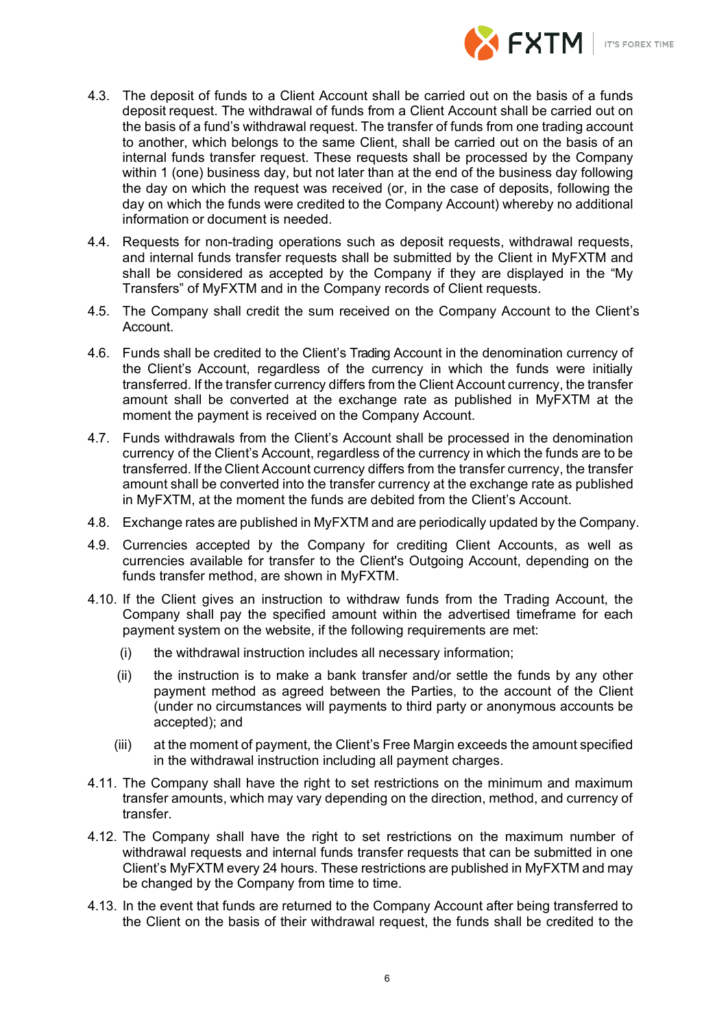4.3. The deposit of funds to a Client Account shall be carried out on the basis of a funds deposit request. The withdrawal of funds from a Client Account shall be carried out on the basis of a fund's withdrawal request. The transfer of funds from one trading account to another, which belongs to the same Client, shall be carried out on the basis of an internal funds transfer request. These requests shall be processed by the Company within 1 (one) business day, but not later than at the end of the business day following the day on which the request was received (or, in the case of deposits, following the day on which the funds were credited to the Company Account) whereby no additional information or document is needed.

4.4. Requests for non-trading operations such as deposit requests, withdrawal requests, and internal funds transfer requests shall be submitted by the Client in MyFXTM and shall be considered as accepted by the Company if they are displayed in the "My Transfers" of MyFXTM and in the Company records of Client requests.

4.5. The Company shall credit the sum received on the Company Account to the Client's Account.

4.6. Funds shall be credited to the Client's Trading Account in the denomination currency of the Client's Account, regardless of the currency in which the funds were initially transferred. If the transfer currency differs from the Client Account currency, the transfer amount shall be converted at the exchange rate as published in MyFXTM at the moment the payment is received on the Company Account.

4.7. Funds withdrawals from the Client's Account shall be processed in the denomination currency of the Client's Account, regardless of the currency in which the funds are to be transferred. If the Client Account currency differs from the transfer currency, the transfer amount shall be converted into the transfer currency at the exchange rate as published in MyFXTM, at the moment the funds are debited from the Client's Account.

4.8. Exchange rates are published in MyFXTM and are periodically updated by the Company.

4.9. Currencies accepted by the Company for crediting Client Accounts, as well as currencies available for transfer to the Client's Outgoing Account, depending on the funds transfer method, are shown in MyFXTM.

4.10. If the Client gives an instruction to withdraw funds from the Trading Account, the Company shall pay the specified amount within the advertised timeframe for each payment system on the website, if the following requirements are met:

(i) the withdrawal instruction includes all necessary information;

(ii) the instruction is to make a bank transfer and/or settle the funds by any other payment method as agreed between the Parties, to the account of the Client (under no circumstances will payments to third party or anonymous accounts be accepted); and

(iii) at the moment of payment, the Client's Free Margin exceeds the amount specified in the withdrawal instruction including all payment charges.

4.11. The Company shall have the right to set restrictions on the minimum and maximum transfer amounts, which may vary depending on the direction, method, and currency of transfer.

4.12. The Company shall have the right to set restrictions on the maximum number of withdrawal requests and internal funds transfer requests that can be submitted in one Client's MyFXTM every 24 hours. These restrictions are published in MyFXTM and may be changed by the Company from time to time.

4.13. In the event that funds are returned to the Company Account after being transferred to the Client on the basis of their withdrawal request, the funds shall be credited to the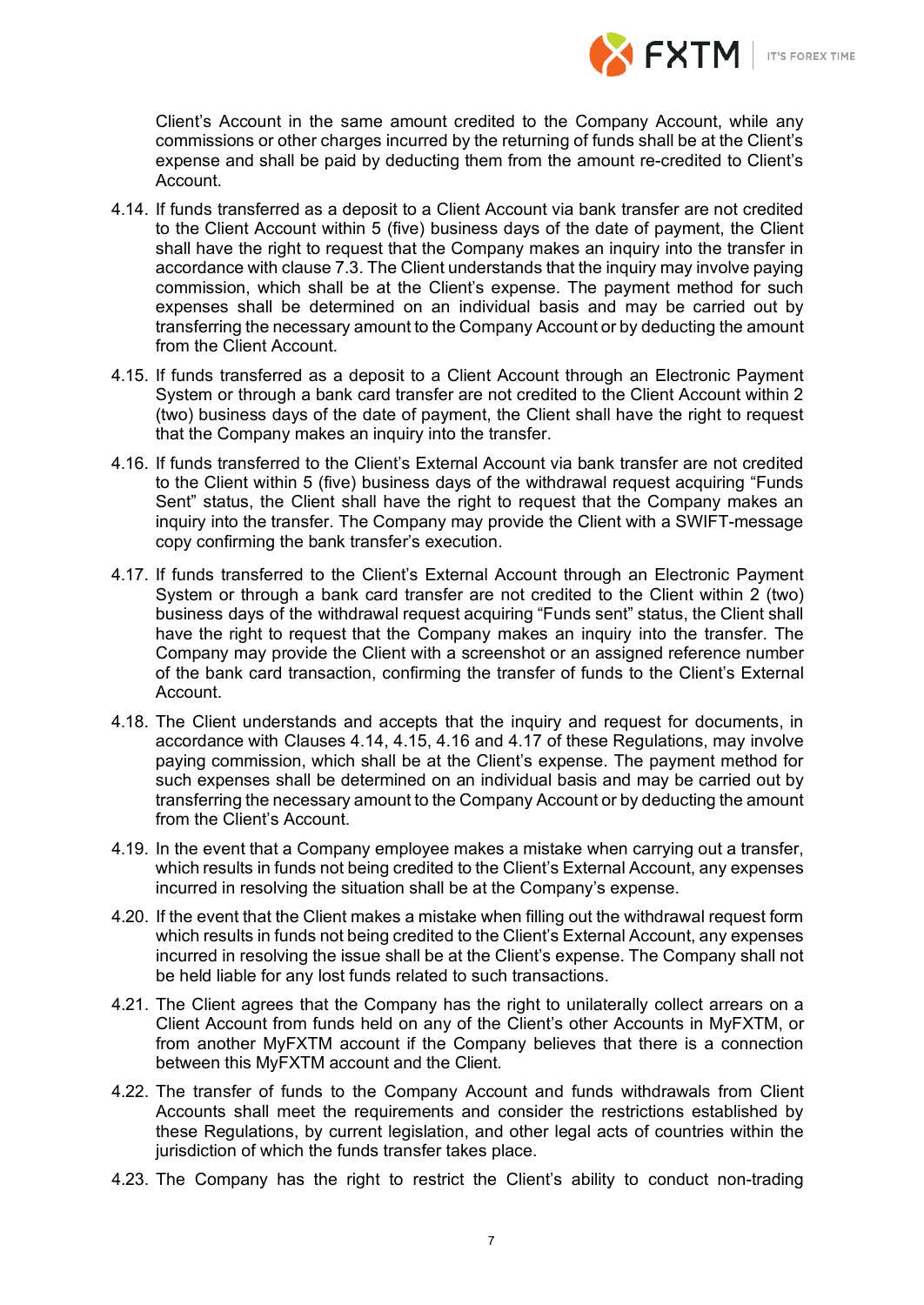Client's Account in the same amount credited to the Company Account, while any commissions or other charges incurred by the returning of funds shall be at the Client's expense and shall be paid by deducting them from the amount re-credited to Client's Account.

4.14. If funds transferred as a deposit to a Client Account via bank transfer are not credited to the Client Account within 5 (five) business days of the date of payment, the Client shall have the right to request that the Company makes an inquiry into the transfer in accordance with clause 7.3. The Client understands that the inquiry may involve paying commission, which shall be at the Client's expense. The payment method for such expenses shall be determined on an individual basis and may be carried out by transferring the necessary amount to the Company Account or by deducting the amount from the Client Account.

4.15. If funds transferred as a deposit to a Client Account through an Electronic Payment System or through a bank card transfer are not credited to the Client Account within 2 (two) business days of the date of payment, the Client shall have the right to request that the Company makes an inquiry into the transfer.

4.16. If funds transferred to the Client's External Account via bank transfer are not credited to the Client within 5 (five) business days of the withdrawal request acquiring "Funds Sent" status, the Client shall have the right to request that the Company makes an inquiry into the transfer. The Company may provide the Client with a SWIFT-message copy confirming the bank transfer's execution.

4.17. If funds transferred to the Client's External Account through an Electronic Payment System or through a bank card transfer are not credited to the Client within 2 (two) business days of the withdrawal request acquiring "Funds sent" status, the Client shall have the right to request that the Company makes an inquiry into the transfer. The Company may provide the Client with a screenshot or an assigned reference number of the bank card transaction, confirming the transfer of funds to the Client's External Account.

4.18. The Client understands and accepts that the inquiry and request for documents, in accordance with Clauses 4.14, 4.15, 4.16 and 4.17 of these Regulations, may involve paying commission, which shall be at the Client's expense. The payment method for such expenses shall be determined on an individual basis and may be carried out by transferring the necessary amount to the Company Account or by deducting the amount from the Client's Account.

4.19. In the event that a Company employee makes a mistake when carrying out a transfer, which results in funds not being credited to the Client's External Account, any expenses incurred in resolving the situation shall be at the Company's expense.

4.20. If the event that the Client makes a mistake when filling out the withdrawal request form which results in funds not being credited to the Client's External Account, any expenses incurred in resolving the issue shall be at the Client's expense. The Company shall not be held liable for any lost funds related to such transactions.

4.21. The Client agrees that the Company has the right to unilaterally collect arrears on a Client Account from funds held on any of the Client's other Accounts in MyFXTM, or from another MyFXTM account if the Company believes that there is a connection between this MyFXTM account and the Client.

4.22. The transfer of funds to the Company Account and funds withdrawals from Client Accounts shall meet the requirements and consider the restrictions established by these Regulations, by current legislation, and other legal acts of countries within the jurisdiction of which the funds transfer takes place.

4.23. The Company has the right to restrict the Client's ability to conduct non-trading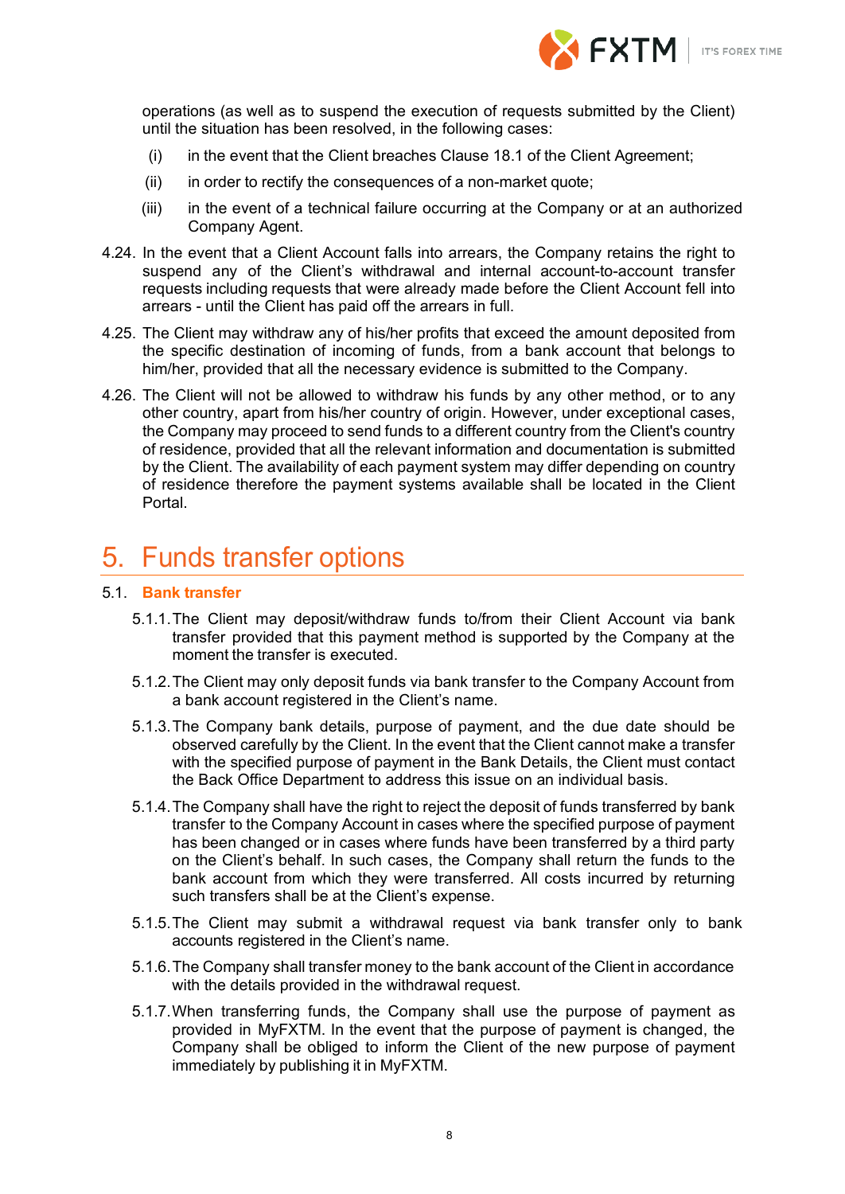operations (as well as to suspend the execution of requests submitted by the Client) until the situation has been resolved, in the following cases:

- (i) in the event that the Client breaches Clause 18.1 of the Client Agreement;
- (ii) in order to rectify the consequences of a non-market quote;
- (iii) in the event of a technical failure occurring at the Company or at an authorized Company Agent.

4.24. In the event that a Client Account falls into arrears, the Company retains the right to suspend any of the Client's withdrawal and internal account-to-account transfer requests including requests that were already made before the Client Account fell into arrears - until the Client has paid off the arrears in full.

4.25. The Client may withdraw any of his/her profits that exceed the amount deposited from the specific destination of incoming of funds, from a bank account that belongs to him/her, provided that all the necessary evidence is submitted to the Company.

4.26. The Client will not be allowed to withdraw his funds by any other method, or to any other country, apart from his/her country of origin. However, under exceptional cases, the Company may proceed to send funds to a different country from the Client's country of residence, provided that all the relevant information and documentation is submitted by the Client. The availability of each payment system may differ depending on country of residence therefore the payment systems available shall be located in the Client Portal.

# 5. Funds transfer options

## 5.1. Bank transfer

5.1.1. The Client may deposit/withdraw funds to/from their Client Account via bank transfer provided that this payment method is supported by the Company at the moment the transfer is executed.

5.1.2. The Client may only deposit funds via bank transfer to the Company Account from a bank account registered in the Client's name.

5.1.3. The Company bank details, purpose of payment, and the due date should be observed carefully by the Client. In the event that the Client cannot make a transfer with the specified purpose of payment in the Bank Details, the Client must contact the Back Office Department to address this issue on an individual basis.

5.1.4. The Company shall have the right to reject the deposit of funds transferred by bank transfer to the Company Account in cases where the specified purpose of payment has been changed or in cases where funds have been transferred by a third party on the Client's behalf. In such cases, the Company shall return the funds to the bank account from which they were transferred. All costs incurred by returning such transfers shall be at the Client's expense.

5.1.5. The Client may submit a withdrawal request via bank transfer only to bank accounts registered in the Client's name.

5.1.6. The Company shall transfer money to the bank account of the Client in accordance with the details provided in the withdrawal request.

5.1.7. When transferring funds, the Company shall use the purpose of payment as provided in MyFXTM. In the event that the purpose of payment is changed, the Company shall be obliged to inform the Client of the new purpose of payment immediately by publishing it in MyFXTM.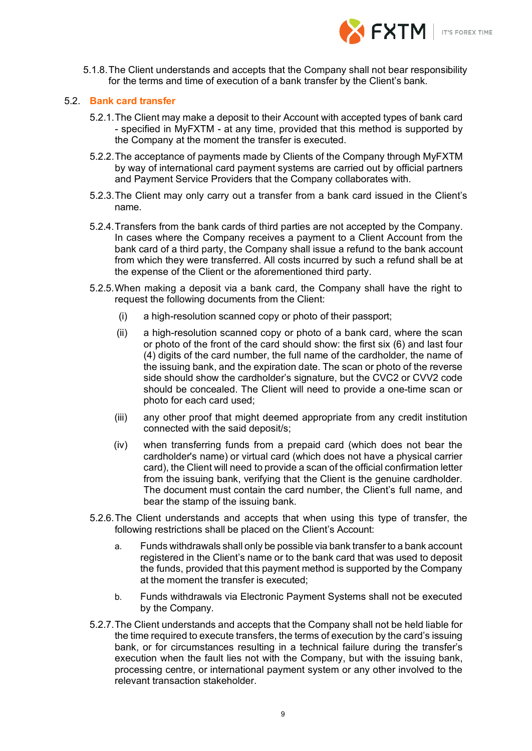5.1.8. The Client understands and accepts that the Company shall not bear responsibility for the terms and time of execution of a bank transfer by the Client's bank.

## 5.2. Bank card transfer

5.2.1. The Client may make a deposit to their Account with accepted types of bank card - specified in MyFXTM - at any time, provided that this method is supported by the Company at the moment the transfer is executed.

5.2.2. The acceptance of payments made by Clients of the Company through MyFXTM by way of international card payment systems are carried out by official partners and Payment Service Providers that the Company collaborates with.

5.2.3. The Client may only carry out a transfer from a bank card issued in the Client's name.

5.2.4. Transfers from the bank cards of third parties are not accepted by the Company. In cases where the Company receives a payment to a Client Account from the bank card of a third party, the Company shall issue a refund to the bank account from which they were transferred. All costs incurred by such a refund shall be at the expense of the Client or the aforementioned third party.

5.2.5. When making a deposit via a bank card, the Company shall have the right to request the following documents from the Client:

(i) a high-resolution scanned copy or photo of their passport;

(ii) a high-resolution scanned copy or photo of a bank card, where the scan or photo of the front of the card should show: the first six (6) and last four (4) digits of the card number, the full name of the cardholder, the name of the issuing bank, and the expiration date. The scan or photo of the reverse side should show the cardholder's signature, but the CVC2 or CVV2 code should be concealed. The Client will need to provide a one-time scan or photo for each card used;

(iii) any other proof that might deemed appropriate from any credit institution connected with the said deposit/s;

(iv) when transferring funds from a prepaid card (which does not bear the cardholder's name) or virtual card (which does not have a physical carrier card), the Client will need to provide a scan of the official confirmation letter from the issuing bank, verifying that the Client is the genuine cardholder. The document must contain the card number, the Client's full name, and bear the stamp of the issuing bank.

5.2.6. The Client understands and accepts that when using this type of transfer, the following restrictions shall be placed on the Client's Account:

a. Funds withdrawals shall only be possible via bank transfer to a bank account registered in the Client's name or to the bank card that was used to deposit the funds, provided that this payment method is supported by the Company at the moment the transfer is executed;

b. Funds withdrawals via Electronic Payment Systems shall not be executed by the Company.

5.2.7. The Client understands and accepts that the Company shall not be held liable for the time required to execute transfers, the terms of execution by the card's issuing bank, or for circumstances resulting in a technical failure during the transfer's execution when the fault lies not with the Company, but with the issuing bank, processing centre, or international payment system or any other involved to the relevant transaction stakeholder.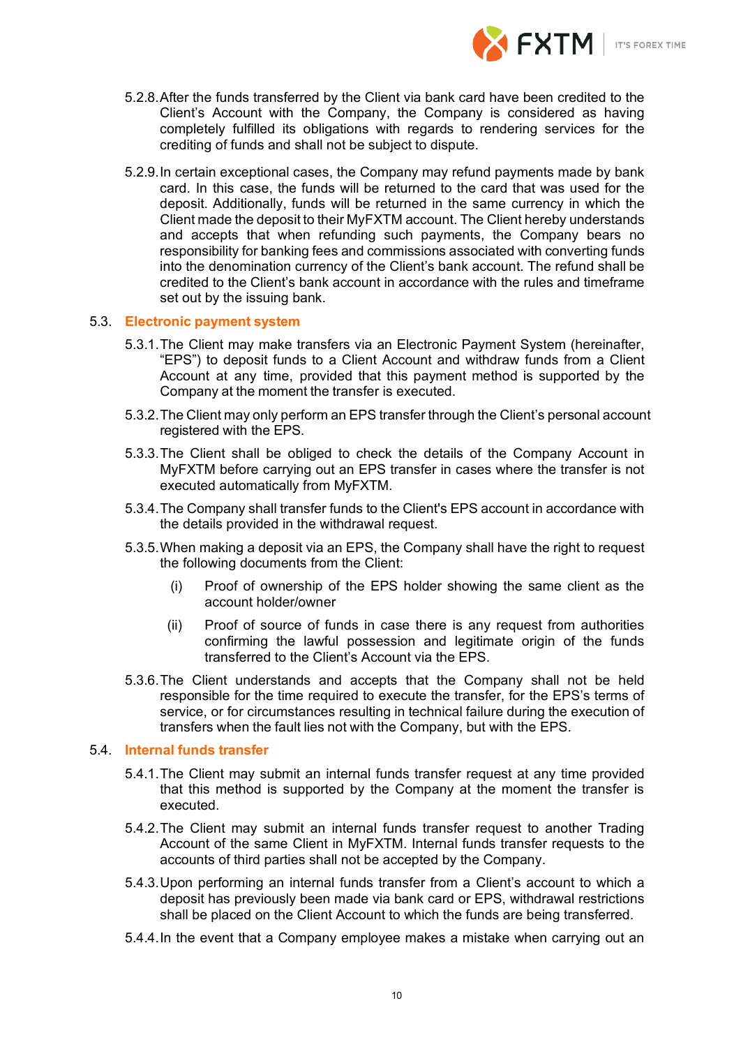5.2.8. After the funds transferred by the Client via bank card have been credited to the Client's Account with the Company, the Company is considered as having completely fulfilled its obligations with regards to rendering services for the crediting of funds and shall not be subject to dispute.

5.2.9. In certain exceptional cases, the Company may refund payments made by bank card. In this case, the funds will be returned to the card that was used for the deposit. Additionally, funds will be returned in the same currency in which the Client made the deposit to their MyFXTM account. The Client hereby understands and accepts that when refunding such payments, the Company bears no responsibility for banking fees and commissions associated with converting funds into the denomination currency of the Client's bank account. The refund shall be credited to the Client's bank account in accordance with the rules and timeframe set out by the issuing bank.

## 5.3. Electronic payment system

5.3.1. The Client may make transfers via an Electronic Payment System (hereinafter, "EPS") to deposit funds to a Client Account and withdraw funds from a Client Account at any time, provided that this payment method is supported by the Company at the moment the transfer is executed.

5.3.2. The Client may only perform an EPS transfer through the Client's personal account registered with the EPS.

5.3.3. The Client shall be obliged to check the details of the Company Account in MyFXTM before carrying out an EPS transfer in cases where the transfer is not executed automatically from MyFXTM.

5.3.4. The Company shall transfer funds to the Client's EPS account in accordance with the details provided in the withdrawal request.

5.3.5. When making a deposit via an EPS, the Company shall have the right to request the following documents from the Client:

(i) Proof of ownership of the EPS holder showing the same client as the account holder/owner

(ii) Proof of source of funds in case there is any request from authorities confirming the lawful possession and legitimate origin of the funds transferred to the Client's Account via the EPS.

5.3.6. The Client understands and accepts that the Company shall not be held responsible for the time required to execute the transfer, for the EPS's terms of service, or for circumstances resulting in technical failure during the execution of transfers when the fault lies not with the Company, but with the EPS.

## 5.4. Internal funds transfer

5.4.1. The Client may submit an internal funds transfer request at any time provided that this method is supported by the Company at the moment the transfer is executed.

5.4.2. The Client may submit an internal funds transfer request to another Trading Account of the same Client in MyFXTM. Internal funds transfer requests to the accounts of third parties shall not be accepted by the Company.

5.4.3. Upon performing an internal funds transfer from a Client's account to which a deposit has previously been made via bank card or EPS, withdrawal restrictions shall be placed on the Client Account to which the funds are being transferred.

5.4.4. In the event that a Company employee makes a mistake when carrying out an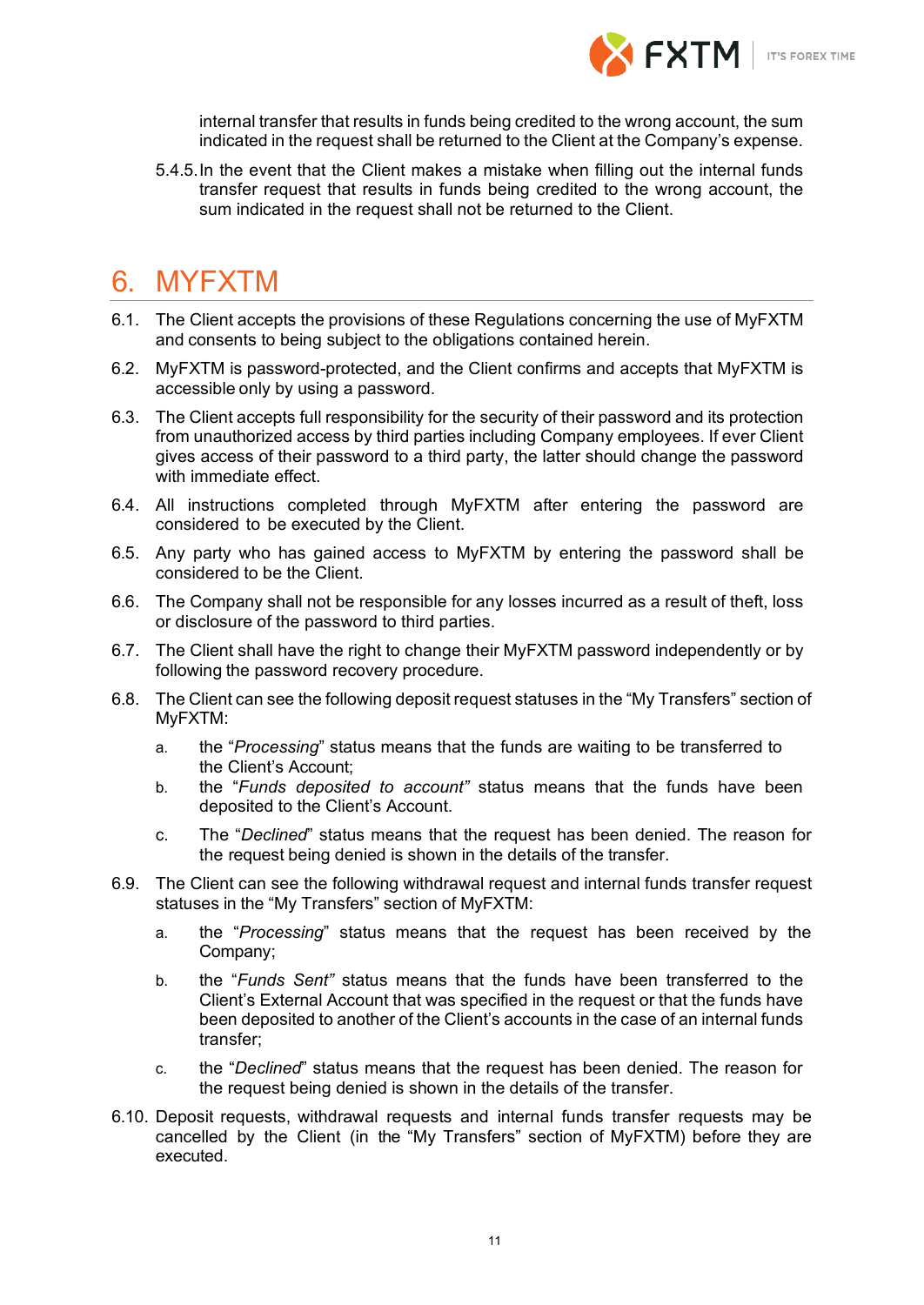internal transfer that results in funds being credited to the wrong account, the sum indicated in the request shall be returned to the Client at the Company's expense.

5.4.5. In the event that the Client makes a mistake when filling out the internal funds transfer request that results in funds being credited to the wrong account, the sum indicated in the request shall not be returned to the Client.

# 6. MYFXTM

6.1. The Client accepts the provisions of these Regulations concerning the use of MyFXTM and consents to being subject to the obligations contained herein.

6.2. MyFXTM is password-protected, and the Client confirms and accepts that MyFXTM is accessible only by using a password.

6.3. The Client accepts full responsibility for the security of their password and its protection from unauthorized access by third parties including Company employees. If ever Client gives access of their password to a third party, the latter should change the password with immediate effect.

6.4. All instructions completed through MyFXTM after entering the password are considered to be executed by the Client.

6.5. Any party who has gained access to MyFXTM by entering the password shall be considered to be the Client.

6.6. The Company shall not be responsible for any losses incurred as a result of theft, loss or disclosure of the password to third parties.

6.7. The Client shall have the right to change their MyFXTM password independently or by following the password recovery procedure.

6.8. The Client can see the following deposit request statuses in the "My Transfers" section of MyFXTM:

a. the "*Processing*" status means that the funds are waiting to be transferred to the Client's Account;

b. the "*Funds deposited to account*" status means that the funds have been deposited to the Client's Account.

c. The "*Declined*" status means that the request has been denied. The reason for the request being denied is shown in the details of the transfer.

6.9. The Client can see the following withdrawal request and internal funds transfer request statuses in the "My Transfers" section of MyFXTM:

a. the "*Processing*" status means that the request has been received by the Company;

b. the "*Funds Sent*" status means that the funds have been transferred to the Client's External Account that was specified in the request or that the funds have been deposited to another of the Client's accounts in the case of an internal funds transfer;

c. the "*Declined*" status means that the request has been denied. The reason for the request being denied is shown in the details of the transfer.

6.10. Deposit requests, withdrawal requests and internal funds transfer requests may be cancelled by the Client (in the "My Transfers" section of MyFXTM) before they are executed.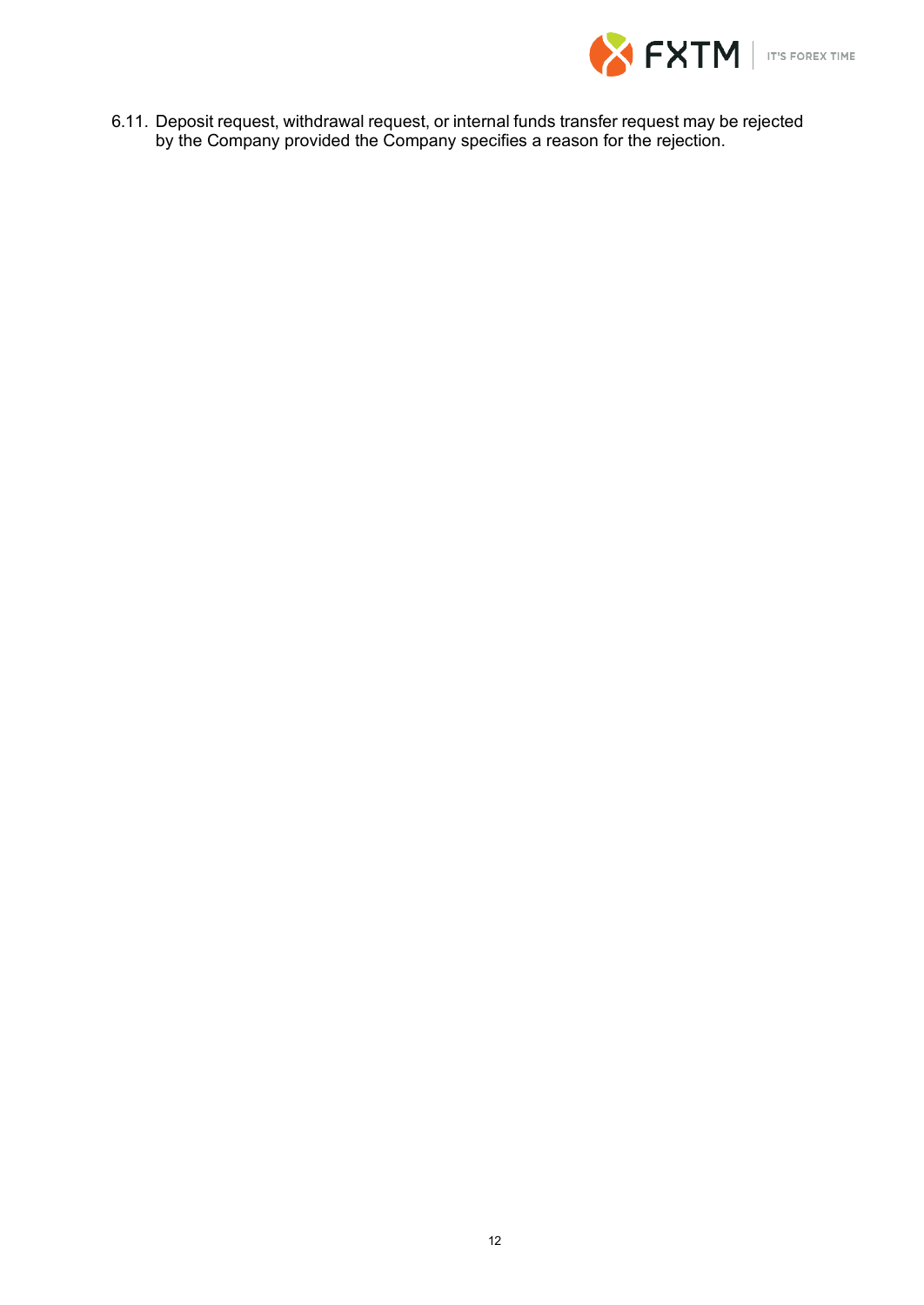6.11. Deposit request, withdrawal request, or internal funds transfer request may be rejected by the Company provided the Company specifies a reason for the rejection.